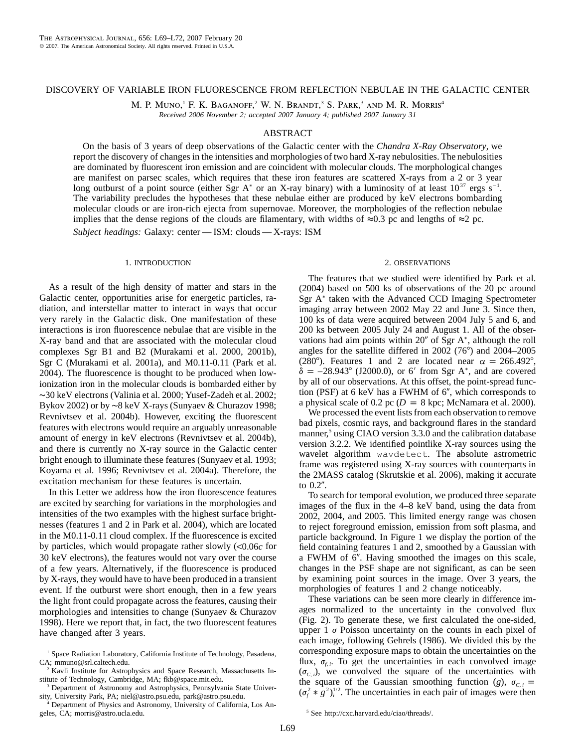# DISCOVERY OF VARIABLE IRON FLUORESCENCE FROM REFLECTION NEBULAE IN THE GALACTIC CENTER

M. P. Muno,[1] F. K. Baganoff,[2] W. N. Brandt,[3] S. Park,[3] and M. R. Morris[4]

*Received 2006 November 2; accepted 2007 January 4; published 2007 January 31*

## ABSTRACT

On the basis of 3 years of deep observations of the Galactic center with the *Chandra X-Ray Observatory*, we report the discovery of changes in the intensities and morphologies of two hard X-ray nebulosities. The nebulosities are dominated by fluorescent iron emission and are coincident with molecular clouds. The morphological changes are manifest on parsec scales, which requires that these iron features are scattered X-rays from a 2 or 3 year long outburst of a point source (either Sgr A* or an X-ray binary) with a luminosity of at least $10^{37}$ ergs $s^{-1}$. The variability precludes the hypotheses that these nebulae either are produced by keV electrons bombarding molecular clouds or are iron-rich ejecta from supernovae. Moreover, the morphologies of the reflection nebulae implies that the dense regions of the clouds are filamentary, with widths of ≈0.3 pc and lengths of ≈2 pc.

*Subject headings:* Galaxy: center — ISM: clouds — X-rays: ISM

## 1. INTRODUCTION

As a result of the high density of matter and stars in the Galactic center, opportunities arise for energetic particles, radiation, and interstellar matter to interact in ways that occur very rarely in the Galactic disk. One manifestation of these interactions is iron fluorescence nebulae that are visible in the X-ray band and that are associated with the molecular cloud complexes Sgr B1 and B2 (Murakami et al. 2000, 2001b), Sgr C (Murakami et al. 2001a), and M0.11-0.11 (Park et al. 2004). The fluorescence is thought to be produced when low-ionization iron in the molecular clouds is bombarded either by ∼30 keV electrons (Valinia et al. 2000; Yusef-Zadeh et al. 2002; Bykov 2002) or by ∼8 keV X-rays (Sunyaev & Churazov 1998; Revnivtsev et al. 2004b). However, exciting the fluorescent features with electrons would require an arguably unreasonable amount of energy in keV electrons (Revnivtsev et al. 2004b), and there is currently no X-ray source in the Galactic center bright enough to illuminate these features (Sunyaev et al. 1993; Koyama et al. 1996; Revnivtsev et al. 2004a). Therefore, the excitation mechanism for these features is uncertain.

In this Letter we address how the iron fluorescence features are excited by searching for variations in the morphologies and intensities of the two examples with the highest surface brightnesses (features 1 and 2 in Park et al. 2004), which are located in the M0.11-0.11 cloud complex. If the fluorescence is excited by particles, which would propagate rather slowly ($<0.06c$ for 30 keV electrons), the features would not vary over the course of a few years. Alternatively, if the fluorescence is produced by X-rays, they would have to have been produced in a transient event. If the outburst were short enough, then in a few years the light front could propagate across the features, causing their morphologies and intensities to change (Sunyaev & Churazov 1998). Here we report that, in fact, the two fluorescent features have changed after 3 years.

## 2. OBSERVATIONS

The features that we studied were identified by Park et al. (2004) based on 500 ks of observations of the 20 pc around Sgr A* taken with the Advanced CCD Imaging Spectrometer imaging array between 2002 May 22 and June 3. Since then, 100 ks of data were acquired between 2004 July 5 and 6, and 200 ks between 2005 July 24 and August 1. All of the observations had aim points within 20″ of Sgr A*, although the roll angles for the satellite differed in 2002 (76°) and 2004–2005 (280°). Features 1 and 2 are located near $\alpha = 266.492°$, $\delta = -28.943°$ (J2000.0), or 6′ from Sgr A*, and are covered by all of our observations. At this offset, the point-spread function (PSF) at 6 keV has a FWHM of 6″, which corresponds to a physical scale of 0.2 pc ($D = 8$ kpc; McNamara et al. 2000).

We processed the event lists from each observation to remove bad pixels, cosmic rays, and background flares in the standard manner,[5] using CIAO version 3.3.0 and the calibration database version 3.2.2. We identified pointlike X-ray sources using the wavelet algorithm `wavdetect`. The absolute astrometric frame was registered using X-ray sources with counterparts in the 2MASS catalog (Skrutskie et al. 2006), making it accurate to 0.2″.

To search for temporal evolution, we produced three separate images of the flux in the 4–8 keV band, using the data from 2002, 2004, and 2005. This limited energy range was chosen to reject foreground emission, emission from soft plasma, and particle background. In Figure 1 we display the portion of the field containing features 1 and 2, smoothed by a Gaussian with a FWHM of 6″. Having smoothed the images on this scale, changes in the PSF shape are not significant, as can be seen by examining point sources in the image. Over 3 years, the morphologies of features 1 and 2 change noticeably.

These variations can be seen more clearly in difference images normalized to the uncertainty in the convolved flux (Fig. 2). To generate these, we first calculated the one-sided, upper 1 $\sigma$ Poisson uncertainty on the counts in each pixel of each image, following Gehrels (1986). We divided this by the corresponding exposure maps to obtain the uncertainties on the flux, $\sigma_{f,i}$. To get the uncertainties in each convolved image ($\sigma_{C,i}$), we convolved the square of the uncertainties with the square of the Gaussian smoothing function ($g$), $\sigma_{C,i} = (\sigma_f^2 * g^2)_i^{1/2}$. The uncertainties in each pair of images were then

[1] Space Radiation Laboratory, California Institute of Technology, Pasadena, CA; mmuno@srl.caltech.edu.

[2] Kavli Institute for Astrophysics and Space Research, Massachusetts Institute of Technology, Cambridge, MA; fkb@space.mit.edu.

[3] Department of Astronomy and Astrophysics, Pennsylvania State University, University Park, PA; niel@astro.psu.edu, park@astro.psu.edu.

[4] Department of Physics and Astronomy, University of California, Los Angeles, CA; morris@astro.ucla.edu.

[5] See http://cxc.harvard.edu/ciao/threads/.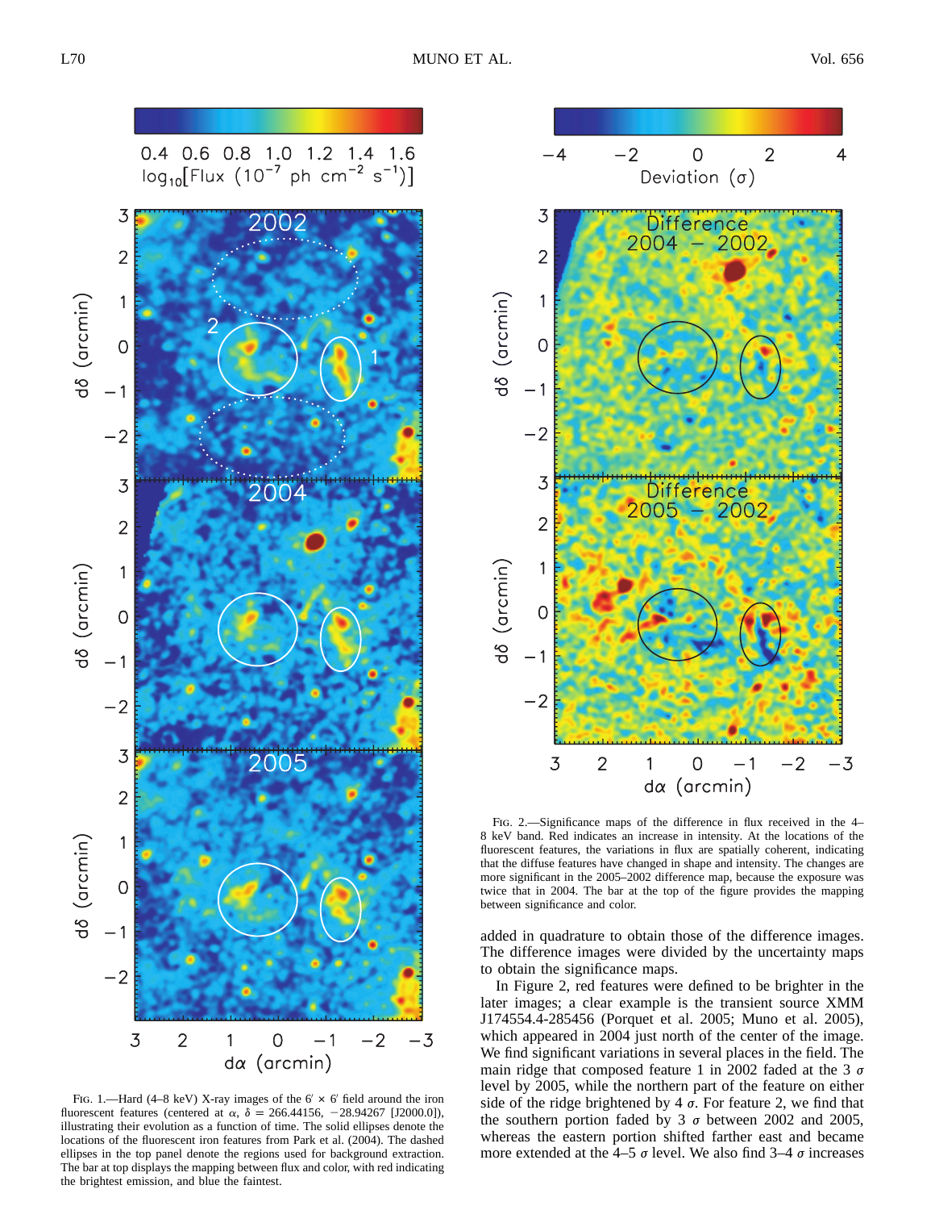Fig. 1.—Hard (4–8 keV) X-ray images of the $6' \times 6'$ field around the iron fluorescent features (centered at $\alpha$, $\delta$ = 266.44156, −28.94267 [J2000.0]), illustrating their evolution as a function of time. The solid ellipses denote the locations of the fluorescent iron features from Park et al. (2004). The dashed ellipses in the top panel denote the regions used for background extraction. The bar at top displays the mapping between flux and color, with red indicating the brightest emission, and blue the faintest.

Fig. 2.—Significance maps of the difference in flux received in the 4–8 keV band. Red indicates an increase in intensity. At the locations of the fluorescent features, the variations in flux are spatially coherent, indicating that the diffuse features have changed in shape and intensity. The changes are more significant in the 2005–2002 difference map, because the exposure was twice that in 2004. The bar at the top of the figure provides the mapping between significance and color.

added in quadrature to obtain those of the difference images. The difference images were divided by the uncertainty maps to obtain the significance maps.

In Figure 2, red features were defined to be brighter in the later images; a clear example is the transient source XMM J174554.4-285456 (Porquet et al. 2005; Muno et al. 2005), which appeared in 2004 just north of the center of the image. We find significant variations in several places in the field. The main ridge that composed feature 1 in 2002 faded at the 3 $\sigma$ level by 2005, while the northern part of the feature on either side of the ridge brightened by 4 $\sigma$. For feature 2, we find that the southern portion faded by 3 $\sigma$ between 2002 and 2005, whereas the eastern portion shifted farther east and became more extended at the 4–5 $\sigma$ level. We also find 3–4 $\sigma$ increases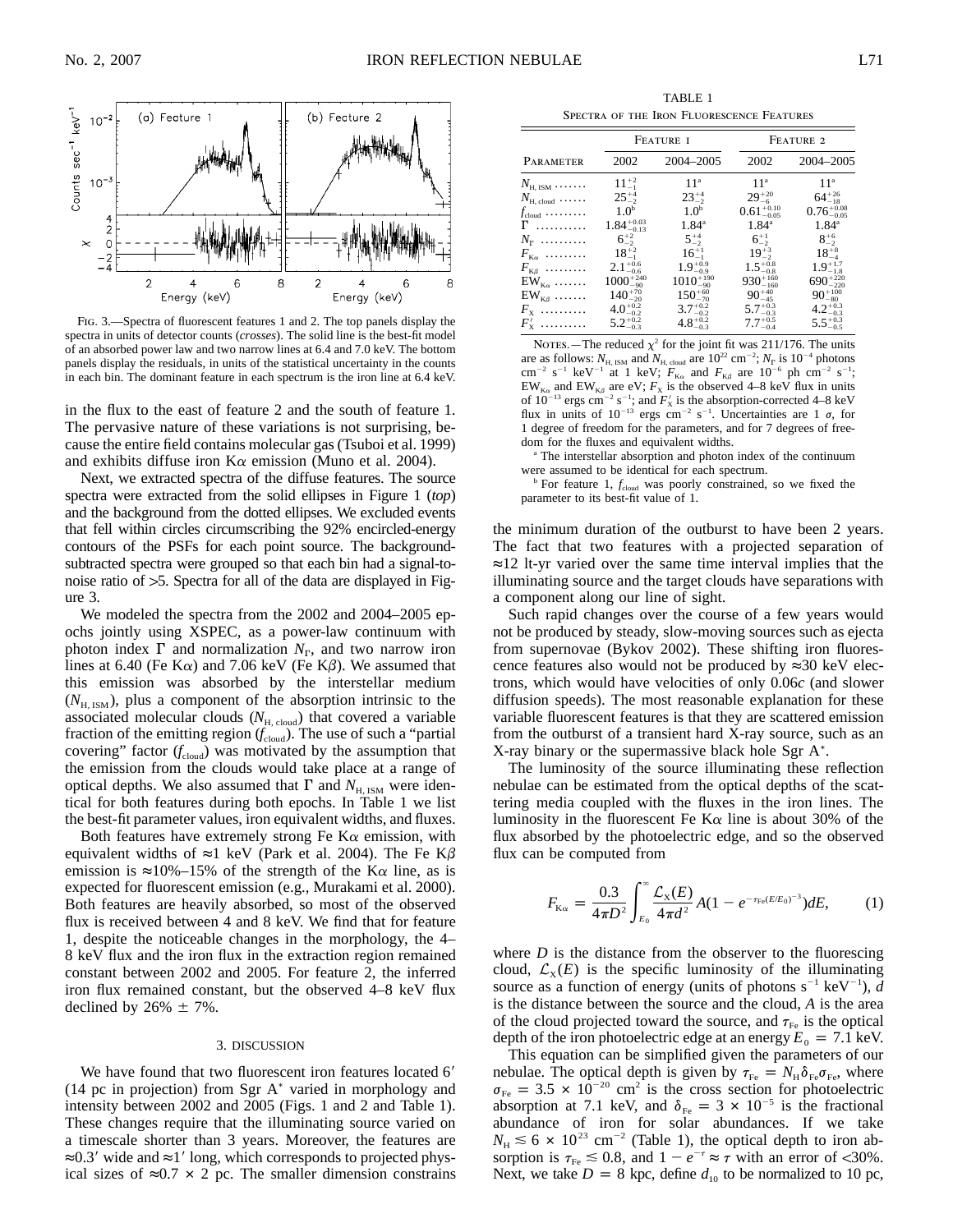Fig. 3.—Spectra of fluorescent features 1 and 2. The top panels display the spectra in units of detector counts (*crosses*). The solid line is the best-fit model of an absorbed power law and two narrow lines at 6.4 and 7.0 keV. The bottom panels display the residuals, in units of the statistical uncertainty in the counts in each bin. The dominant feature in each spectrum is the iron line at 6.4 keV.

in the flux to the east of feature 2 and the south of feature 1. The pervasive nature of these variations is not surprising, because the entire field contains molecular gas (Tsuboi et al. 1999) and exhibits diffuse iron K$\alpha$ emission (Muno et al. 2004).

Next, we extracted spectra of the diffuse features. The source spectra were extracted from the solid ellipses in Figure 1 (*top*) and the background from the dotted ellipses. We excluded events that fell within circles circumscribing the 92% encircled-energy contours of the PSFs for each point source. The background-subtracted spectra were grouped so that each bin had a signal-to-noise ratio of >5. Spectra for all of the data are displayed in Figure 3.

We modeled the spectra from the 2002 and 2004–2005 epochs jointly using XSPEC, as a power-law continuum with photon index $\Gamma$ and normalization $N_\Gamma$, and two narrow iron lines at 6.40 (Fe K$\alpha$) and 7.06 keV (Fe K$\beta$). We assumed that this emission was absorbed by the interstellar medium ($N_{\rm H,\,ISM}$), plus a component of the absorption intrinsic to the associated molecular clouds ($N_{\rm H,\,cloud}$) that covered a variable fraction of the emitting region ($f_{\rm cloud}$). The use of such a "partial covering" factor ($f_{\rm cloud}$) was motivated by the assumption that the emission from the clouds would take place at a range of optical depths. We also assumed that $\Gamma$ and $N_{\rm H,\,ISM}$ were identical for both features during both epochs. In Table 1 we list the best-fit parameter values, iron equivalent widths, and fluxes.

Both features have extremely strong Fe K$\alpha$ emission, with equivalent widths of ≈1 keV (Park et al. 2004). The Fe K$\beta$ emission is ≈10%–15% of the strength of the K$\alpha$ line, as is expected for fluorescent emission (e.g., Murakami et al. 2000). Both features are heavily absorbed, so most of the observed flux is received between 4 and 8 keV. We find that for feature 1, despite the noticeable changes in the morphology, the 4–8 keV flux and the iron flux in the extraction region remained constant between 2002 and 2005. For feature 2, the inferred iron flux remained constant, but the observed 4–8 keV flux declined by 26% ± 7%.

TABLE 1
Spectra of the Iron Fluorescence Features

| Parameter | Feature 1 | | Feature 2 | |
|---|---|---|---|---|
| | 2002 | 2004–2005 | 2002 | 2004–2005 |
| $N_{\rm H,\,ISM}$ | $11^{+2}_{-1}$ | 11[a] | 11[a] | 11[a] |
| $N_{\rm H,\,cloud}$ | $25^{+4}_{-2}$ | $23^{+4}_{-2}$ | $29^{+20}_{-6}$ | $64^{+26}_{-18}$ |
| $f_{\rm cloud}$ | 1.0[b] | 1.0[b] | $0.61^{+0.10}_{-0.05}$ | $0.76^{+0.08}_{-0.05}$ |
| $\Gamma$ | $1.84^{+0.03}_{-0.13}$ | 1.84[a] | 1.84[a] | 1.84[a] |
| $N_\Gamma$ | $6^{+2}_{-2}$ | $5^{+4}_{-2}$ | $6^{+1}_{-2}$ | $8^{+6}_{-2}$ |
| $F_{\rm K\alpha}$ | $18^{+2}_{-1}$ | $16^{+1}_{-1}$ | $19^{+3}_{-2}$ | $18^{+8}_{-4}$ |
| $F_{\rm K\beta}$ | $2.1^{+0.6}_{-0.6}$ | $1.9^{+0.9}_{-0.9}$ | $1.5^{+0.8}_{-0.8}$ | $1.9^{+1.7}_{-1.8}$ |
| ${\rm EW}_{\rm K\alpha}$ | $1000^{+240}_{-90}$ | $1010^{+190}_{-90}$ | $930^{+160}_{-160}$ | $690^{+220}_{-220}$ |
| ${\rm EW}_{\rm K\beta}$ | $140^{+70}_{-20}$ | $150^{+60}_{-70}$ | $90^{+40}_{-45}$ | $90^{+100}_{-80}$ |
| $F_{\rm X}$ | $4.0^{+0.2}_{-0.2}$ | $3.7^{+0.2}_{-0.2}$ | $5.7^{+0.3}_{-0.3}$ | $4.2^{+0.3}_{-0.3}$ |
| $F'_{\rm X}$ | $5.2^{+0.2}_{-0.3}$ | $4.8^{+0.2}_{-0.3}$ | $7.7^{+0.5}_{-0.4}$ | $5.5^{+0.3}_{-0.5}$ |

Notes.—The reduced $\chi^2$ for the joint fit was 211/176. The units are as follows: $N_{\rm H,\,ISM}$ and $N_{\rm H,\,cloud}$ are $10^{22}$ cm$^{-2}$; $N_\Gamma$ is $10^{-4}$ photons cm$^{-2}$ s$^{-1}$ keV$^{-1}$ at 1 keV; $F_{\rm K\alpha}$ and $F_{\rm K\beta}$ are $10^{-6}$ ph cm$^{-2}$ s$^{-1}$; ${\rm EW}_{\rm K\alpha}$ and ${\rm EW}_{\rm K\beta}$ are eV; $F_{\rm X}$ is the observed 4–8 keV flux in units of $10^{-13}$ ergs cm$^{-2}$ s$^{-1}$; and $F'_{\rm X}$ is the absorption-corrected 4–8 keV flux in units of $10^{-13}$ ergs cm$^{-2}$ s$^{-1}$. Uncertainties are 1 $\sigma$, for 1 degree of freedom for the parameters, and for 7 degrees of freedom for the fluxes and equivalent widths.

[a] The interstellar absorption and photon index of the continuum were assumed to be identical for each spectrum.

[b] For feature 1, $f_{\rm cloud}$ was poorly constrained, so we fixed the parameter to its best-fit value of 1.

## 3. DISCUSSION

We have found that two fluorescent iron features located 6′ (14 pc in projection) from Sgr A* varied in morphology and intensity between 2002 and 2005 (Figs. 1 and 2 and Table 1). These changes require that the illuminating source varied on a timescale shorter than 3 years. Moreover, the features are ≈0.3′ wide and ≈1′ long, which corresponds to projected physical sizes of ≈0.7 × 2 pc. The smaller dimension constrains the minimum duration of the outburst to have been 2 years. The fact that two features with a projected separation of ≈12 lt-yr varied over the same time interval implies that the illuminating source and the target clouds have separations with a component along our line of sight.

Such rapid changes over the course of a few years would not be produced by steady, slow-moving sources such as ejecta from supernovae (Bykov 2002). These shifting iron fluorescence features also would not be produced by ≈30 keV electrons, which would have velocities of only 0.06*c* (and slower diffusion speeds). The most reasonable explanation for these variable fluorescent features is that they are scattered emission from the outburst of a transient hard X-ray source, such as an X-ray binary or the supermassive black hole Sgr A*.

The luminosity of the source illuminating these reflection nebulae can be estimated from the optical depths of the scattering media coupled with the fluxes in the iron lines. The luminosity in the fluorescent Fe K$\alpha$ line is about 30% of the flux absorbed by the photoelectric edge, and so the observed flux can be computed from

$$F_{\rm K\alpha} = \frac{0.3}{4\pi D^2}\int_{E_0}^{\infty}\frac{\mathcal{L}_{\rm X}(E)}{4\pi d^2}A(1-e^{-\tau_{\rm Fe}(E/E_0)^{-3}})dE, \qquad (1)$$

where $D$ is the distance from the observer to the fluorescing cloud, $\mathcal{L}_{\rm X}(E)$ is the specific luminosity of the illuminating source as a function of energy (units of photons s$^{-1}$ keV$^{-1}$), $d$ is the distance between the source and the cloud, $A$ is the area of the cloud projected toward the source, and $\tau_{\rm Fe}$ is the optical depth of the iron photoelectric edge at an energy $E_0 = 7.1$ keV.

This equation can be simplified given the parameters of our nebulae. The optical depth is given by $\tau_{\rm Fe} = N_{\rm H}\delta_{\rm Fe}\sigma_{\rm Fe}$, where $\sigma_{\rm Fe} = 3.5 \times 10^{-20}$ cm$^2$ is the cross section for photoelectric absorption at 7.1 keV, and $\delta_{\rm Fe} = 3 \times 10^{-5}$ is the fractional abundance of iron for solar abundances. If we take $N_{\rm H} \lesssim 6 \times 10^{23}$ cm$^{-2}$ (Table 1), the optical depth to iron absorption is $\tau_{\rm Fe} \lesssim 0.8$, and $1 - e^{-\tau} \approx \tau$ with an error of <30%. Next, we take $D = 8$ kpc, define $d_{10}$ to be normalized to 10 pc,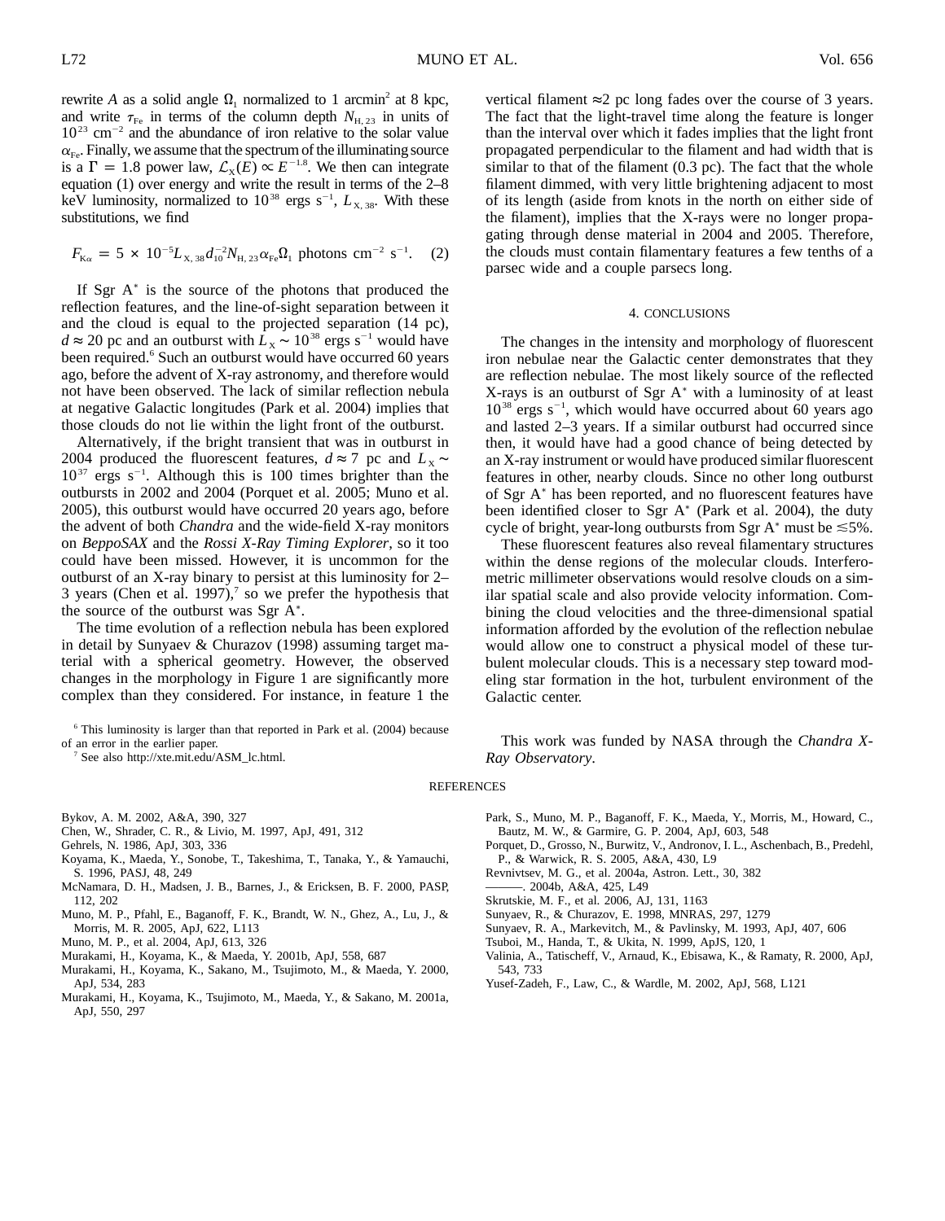rewrite $A$ as a solid angle $\Omega_1$ normalized to 1 arcmin$^2$ at 8 kpc, and write $\tau_{\rm Fe}$ in terms of the column depth $N_{\rm H,\,23}$ in units of $10^{23}$ cm$^{-2}$ and the abundance of iron relative to the solar value $\alpha_{\rm Fe}$. Finally, we assume that the spectrum of the illuminating source is a $\Gamma = 1.8$ power law, $\mathcal{L}_{\rm X}(E) \propto E^{-1.8}$. We then can integrate equation (1) over energy and write the result in terms of the 2–8 keV luminosity, normalized to $10^{38}$ ergs s$^{-1}$, $L_{\rm X,\,38}$. With these substitutions, we find

$$F_{\rm K\alpha} = 5 \times 10^{-5} L_{\rm X,\,38} d_{10}^{-2} N_{\rm H,\,23} \alpha_{\rm Fe} \Omega_1 \text{ photons cm}^{-2}\text{ s}^{-1}. \quad (2)$$

If Sgr A* is the source of the photons that produced the reflection features, and the line-of-sight separation between it and the cloud is equal to the projected separation (14 pc), $d \approx 20$ pc and an outburst with $L_{\rm X} \sim 10^{38}$ ergs s$^{-1}$ would have been required.[6] Such an outburst would have occurred 60 years ago, before the advent of X-ray astronomy, and therefore would not have been observed. The lack of similar reflection nebula at negative Galactic longitudes (Park et al. 2004) implies that those clouds do not lie within the light front of the outburst.

Alternatively, if the bright transient that was in outburst in 2004 produced the fluorescent features, $d \approx 7$ pc and $L_{\rm X} \sim 10^{37}$ ergs s$^{-1}$. Although this is 100 times brighter than the outbursts in 2002 and 2004 (Porquet et al. 2005; Muno et al. 2005), this outburst would have occurred 20 years ago, before the advent of both *Chandra* and the wide-field X-ray monitors on *BeppoSAX* and the *Rossi X-Ray Timing Explorer*, so it too could have been missed. However, it is uncommon for the outburst of an X-ray binary to persist at this luminosity for 2–3 years (Chen et al. 1997),[7] so we prefer the hypothesis that the source of the outburst was Sgr A*.

The time evolution of a reflection nebula has been explored in detail by Sunyaev & Churazov (1998) assuming target material with a spherical geometry. However, the observed changes in the morphology in Figure 1 are significantly more complex than they considered. For instance, in feature 1 the vertical filament ≈2 pc long fades over the course of 3 years. The fact that the light-travel time along the feature is longer than the interval over which it fades implies that the light front propagated perpendicular to the filament and had width that is similar to that of the filament (0.3 pc). The fact that the whole filament dimmed, with very little brightening adjacent to most of its length (aside from knots in the north on either side of the filament), implies that the X-rays were no longer propagating through dense material in 2004 and 2005. Therefore, the clouds must contain filamentary features a few tenths of a parsec wide and a couple parsecs long.

[6] This luminosity is larger than that reported in Park et al. (2004) because of an error in the earlier paper.

[7] See also http://xte.mit.edu/ASM_lc.html.

## 4. CONCLUSIONS

The changes in the intensity and morphology of fluorescent iron nebulae near the Galactic center demonstrates that they are reflection nebulae. The most likely source of the reflected X-rays is an outburst of Sgr A* with a luminosity of at least $10^{38}$ ergs s$^{-1}$, which would have occurred about 60 years ago and lasted 2–3 years. If a similar outburst had occurred since then, it would have had a good chance of being detected by an X-ray instrument or would have produced similar fluorescent features in other, nearby clouds. Since no other long outburst of Sgr A* has been reported, and no fluorescent features have been identified closer to Sgr A* (Park et al. 2004), the duty cycle of bright, year-long outbursts from Sgr A* must be $\lesssim$5%.

These fluorescent features also reveal filamentary structures within the dense regions of the molecular clouds. Interferometric millimeter observations would resolve clouds on a similar spatial scale and also provide velocity information. Combining the cloud velocities and the three-dimensional spatial information afforded by the evolution of the reflection nebulae would allow one to construct a physical model of these turbulent molecular clouds. This is a necessary step toward modeling star formation in the hot, turbulent environment of the Galactic center.

This work was funded by NASA through the *Chandra X-Ray Observatory*.

## REFERENCES

Bykov, A. M. 2002, A&A, 390, 327
Chen, W., Shrader, C. R., & Livio, M. 1997, ApJ, 491, 312
Gehrels, N. 1986, ApJ, 303, 336
Koyama, K., Maeda, Y., Sonobe, T., Takeshima, T., Tanaka, Y., & Yamauchi, S. 1996, PASJ, 48, 249
McNamara, D. H., Madsen, J. B., Barnes, J., & Ericksen, B. F. 2000, PASP, 112, 202
Muno, M. P., Pfahl, E., Baganoff, F. K., Brandt, W. N., Ghez, A., Lu, J., & Morris, M. R. 2005, ApJ, 622, L113
Muno, M. P., et al. 2004, ApJ, 613, 326
Murakami, H., Koyama, K., & Maeda, Y. 2001b, ApJ, 558, 687
Murakami, H., Koyama, K., Sakano, M., Tsujimoto, M., & Maeda, Y. 2000, ApJ, 534, 283
Murakami, H., Koyama, K., Tsujimoto, M., Maeda, Y., & Sakano, M. 2001a, ApJ, 550, 297
Park, S., Muno, M. P., Baganoff, F. K., Maeda, Y., Morris, M., Howard, C., Bautz, M. W., & Garmire, G. P. 2004, ApJ, 603, 548
Porquet, D., Grosso, N., Burwitz, V., Andronov, I. L., Aschenbach, B., Predehl, P., & Warwick, R. S. 2005, A&A, 430, L9
Revnivtsev, M. G., et al. 2004a, Astron. Lett., 30, 382
———. 2004b, A&A, 425, L49
Skrutskie, M. F., et al. 2006, AJ, 131, 1163
Sunyaev, R., & Churazov, E. 1998, MNRAS, 297, 1279
Sunyaev, R. A., Markevitch, M., & Pavlinsky, M. 1993, ApJ, 407, 606
Tsuboi, M., Handa, T., & Ukita, N. 1999, ApJS, 120, 1
Valinia, A., Tatischeff, V., Arnaud, K., Ebisawa, K., & Ramaty, R. 2000, ApJ, 543, 733
Yusef-Zadeh, F., Law, C., & Wardle, M. 2002, ApJ, 568, L121